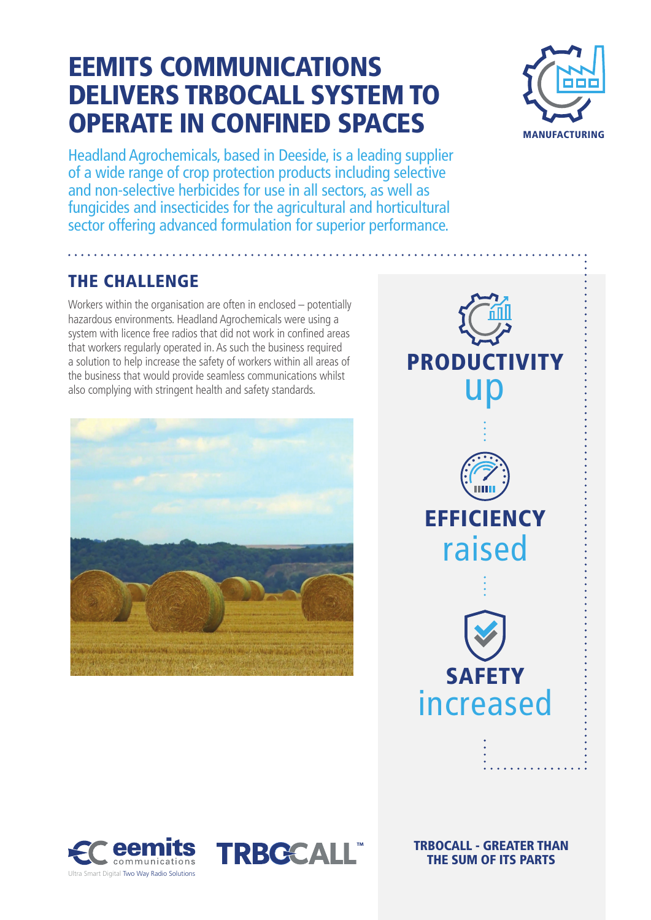# EEMITS COMMUNICATIONS DELIVERS TRBOCALL SYSTEM TO OPERATE IN CONFINED SPACES

MANUFACTURING

Headland Agrochemicals, based in Deeside, is a leading supplier of a wide range of crop protection products including selective and non-selective herbicides for use in all sectors, as well as fungicides and insecticides for the agricultural and horticultural sector offering advanced formulation for superior performance.

## THE CHALLENGE

Workers within the organisation are often in enclosed – potentially hazardous environments. Headland Agrochemicals were using a system with licence free radios that did not work in confined areas that workers regularly operated in. As such the business required a solution to help increase the safety of workers within all areas of the business that would provide seamless communications whilst also complying with stringent health and safety standards.

**PRODUCTIVITY** up

**EFFICIENCY** raised

**SAFETY** increased

eemits communications
Ultra Smart Digital Two Way Radio Solutions

TRBOCALL™

**TRBOCALL - GREATER THAN THE SUM OF ITS PARTS**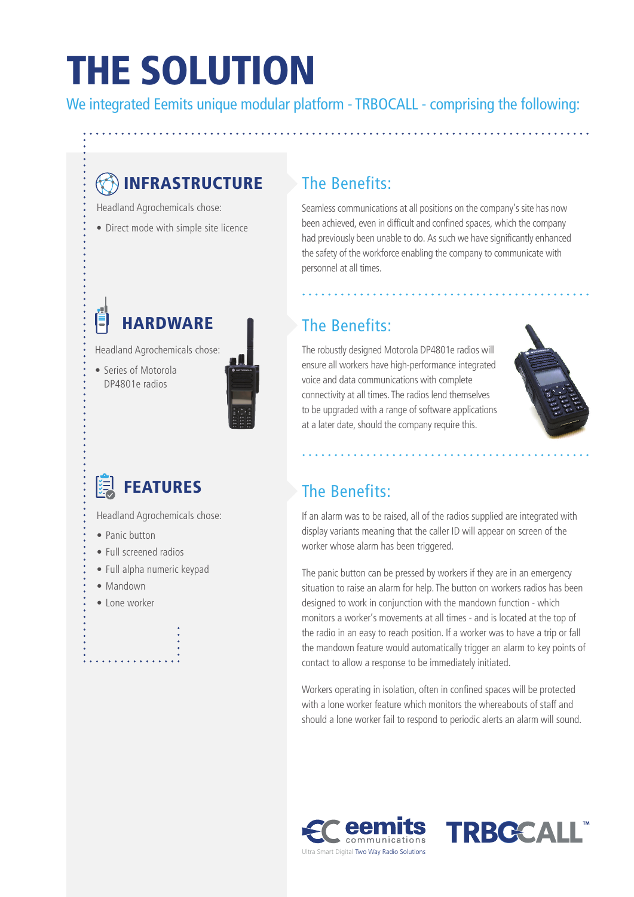# THE SOLUTION

We integrated Eemits unique modular platform - TRBOCALL - comprising the following:

## INFRASTRUCTURE

Headland Agrochemicals chose:

- Direct mode with simple site licence

### The Benefits:

Seamless communications at all positions on the company's site has now been achieved, even in difficult and confined spaces, which the company had previously been unable to do. As such we have significantly enhanced the safety of the workforce enabling the company to communicate with personnel at all times.

## HARDWARE

Headland Agrochemicals chose:

- Series of Motorola DP4801e radios

### The Benefits:

The robustly designed Motorola DP4801e radios will ensure all workers have high-performance integrated voice and data communications with complete connectivity at all times. The radios lend themselves to be upgraded with a range of software applications at a later date, should the company require this.

## FEATURES

Headland Agrochemicals chose:

- Panic button
- Full screened radios
- Full alpha numeric keypad
- Mandown
- Lone worker

### The Benefits:

If an alarm was to be raised, all of the radios supplied are integrated with display variants meaning that the caller ID will appear on screen of the worker whose alarm has been triggered.

The panic button can be pressed by workers if they are in an emergency situation to raise an alarm for help. The button on workers radios has been designed to work in conjunction with the mandown function - which monitors a worker's movements at all times - and is located at the top of the radio in an easy to reach position. If a worker was to have a trip or fall the mandown feature would automatically trigger an alarm to key points of contact to allow a response to be immediately initiated.

Workers operating in isolation, often in confined spaces will be protected with a lone worker feature which monitors the whereabouts of staff and should a lone worker fail to respond to periodic alerts an alarm will sound.

eemits communications
Ultra Smart Digital Two Way Radio Solutions

TRBOCALL™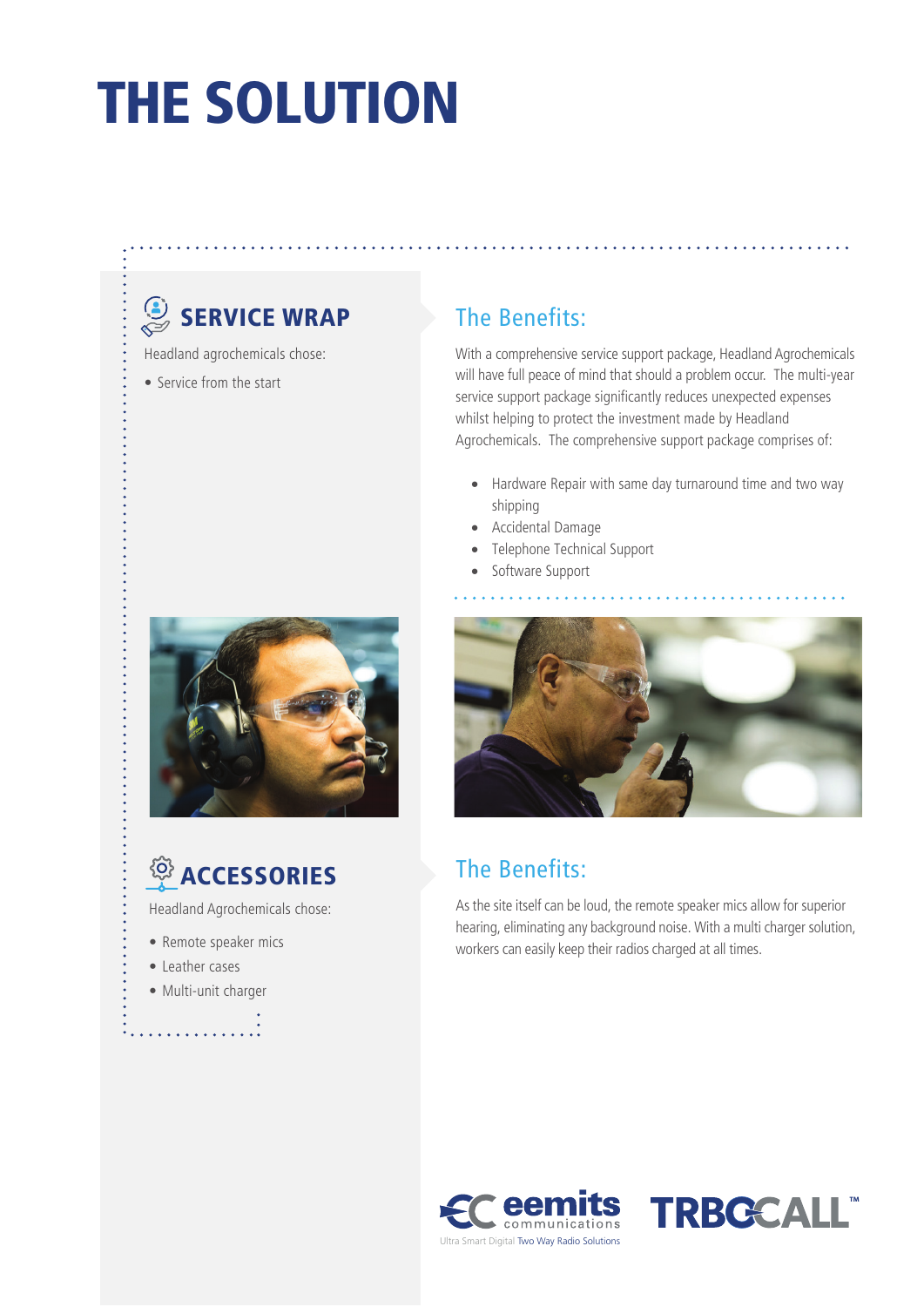# THE SOLUTION

## SERVICE WRAP

Headland agrochemicals chose:

- Service from the start

### The Benefits:

With a comprehensive service support package, Headland Agrochemicals will have full peace of mind that should a problem occur. The multi-year service support package significantly reduces unexpected expenses whilst helping to protect the investment made by Headland Agrochemicals. The comprehensive support package comprises of:

- Hardware Repair with same day turnaround time and two way shipping
- Accidental Damage
- Telephone Technical Support
- Software Support

## ACCESSORIES

Headland Agrochemicals chose:

- Remote speaker mics
- Leather cases
- Multi-unit charger

### The Benefits:

As the site itself can be loud, the remote speaker mics allow for superior hearing, eliminating any background noise. With a multi charger solution, workers can easily keep their radios charged at all times.

eemits communications
Ultra Smart Digital Two Way Radio Solutions

TRBOCALL™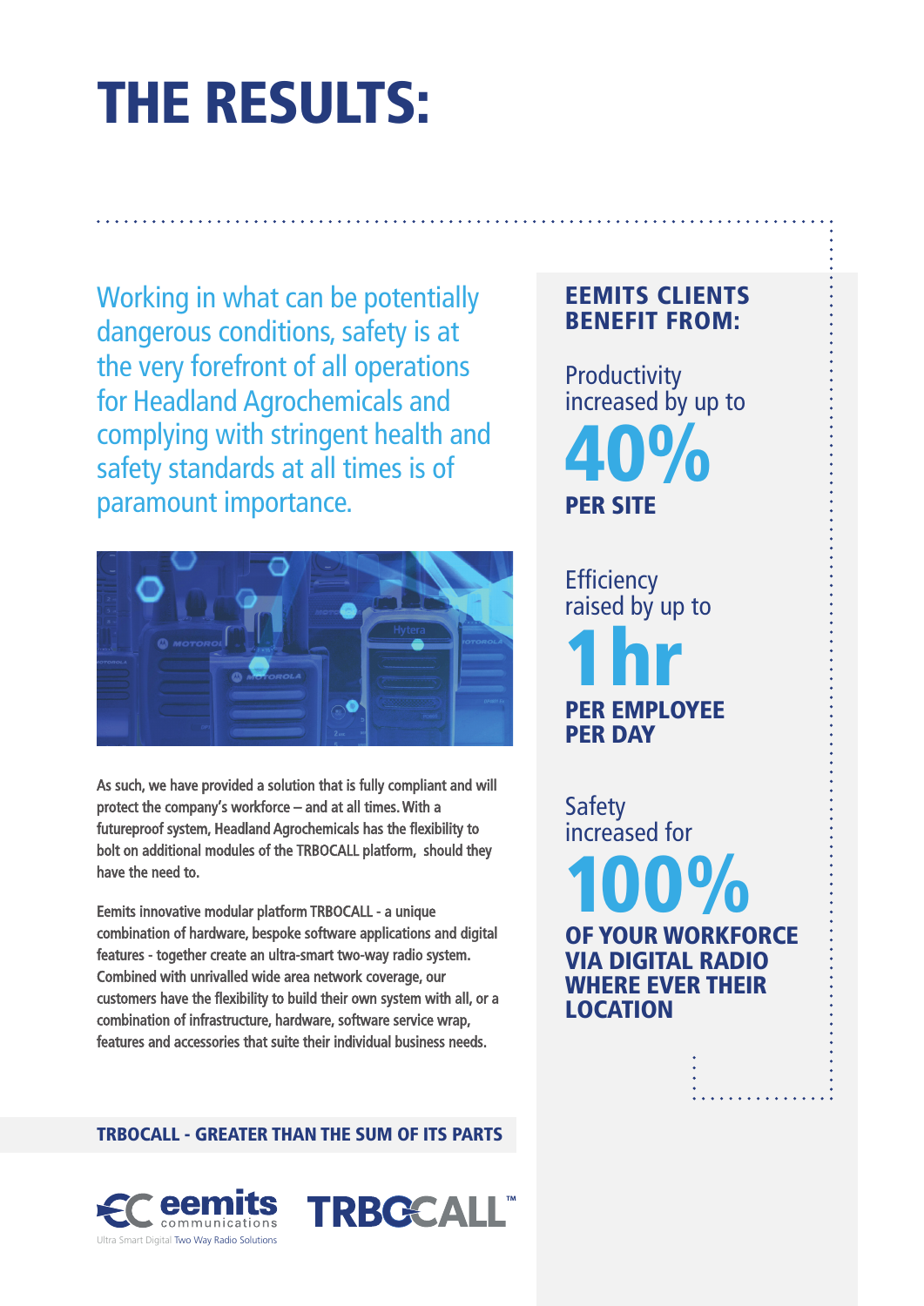# THE RESULTS:

Working in what can be potentially dangerous conditions, safety is at the very forefront of all operations for Headland Agrochemicals and complying with stringent health and safety standards at all times is of paramount importance.

As such, we have provided a solution that is fully compliant and will protect the company's workforce – and at all times. With a futureproof system, Headland Agrochemicals has the flexibility to bolt on additional modules of the TRBOCALL platform, should they have the need to.

Eemits innovative modular platform TRBOCALL - a unique combination of hardware, bespoke software applications and digital features - together create an ultra-smart two-way radio system. Combined with unrivalled wide area network coverage, our customers have the flexibility to build their own system with all, or a combination of infrastructure, hardware, software service wrap, features and accessories that suite their individual business needs.

**TRBOCALL - GREATER THAN THE SUM OF ITS PARTS**

## EEMITS CLIENTS BENEFIT FROM:

Productivity increased by up to

**40%**

**PER SITE**

Efficiency raised by up to

**1hr**

**PER EMPLOYEE PER DAY**

Safety increased for

**100%**

**OF YOUR WORKFORCE VIA DIGITAL RADIO WHERE EVER THEIR LOCATION**

eemits communications
Ultra Smart Digital Two Way Radio Solutions

TRBOCALL™